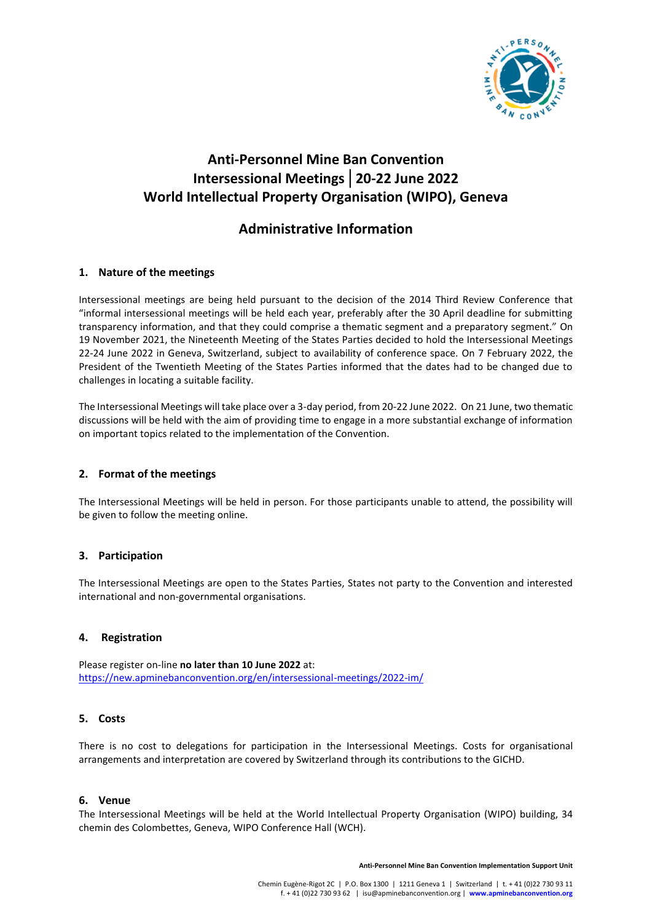# Anti-Personnel Mine Ban Convention
# Intersessional Meetings │ 20-22 June 2022
# World Intellectual Property Organisation (WIPO), Geneva

## Administrative Information

### 1. Nature of the meetings

Intersessional meetings are being held pursuant to the decision of the 2014 Third Review Conference that "informal intersessional meetings will be held each year, preferably after the 30 April deadline for submitting transparency information, and that they could comprise a thematic segment and a preparatory segment." On 19 November 2021, the Nineteenth Meeting of the States Parties decided to hold the Intersessional Meetings 22-24 June 2022 in Geneva, Switzerland, subject to availability of conference space. On 7 February 2022, the President of the Twentieth Meeting of the States Parties informed that the dates had to be changed due to challenges in locating a suitable facility.

The Intersessional Meetings will take place over a 3-day period, from 20-22 June 2022. On 21 June, two thematic discussions will be held with the aim of providing time to engage in a more substantial exchange of information on important topics related to the implementation of the Convention.

### 2. Format of the meetings

The Intersessional Meetings will be held in person. For those participants unable to attend, the possibility will be given to follow the meeting online.

### 3. Participation

The Intersessional Meetings are open to the States Parties, States not party to the Convention and interested international and non-governmental organisations.

### 4. Registration

Please register on-line **no later than 10 June 2022** at:
https://new.apminebanconvention.org/en/intersessional-meetings/2022-im/

### 5. Costs

There is no cost to delegations for participation in the Intersessional Meetings. Costs for organisational arrangements and interpretation are covered by Switzerland through its contributions to the GICHD.

### 6. Venue

The Intersessional Meetings will be held at the World Intellectual Property Organisation (WIPO) building, 34 chemin des Colombettes, Geneva, WIPO Conference Hall (WCH).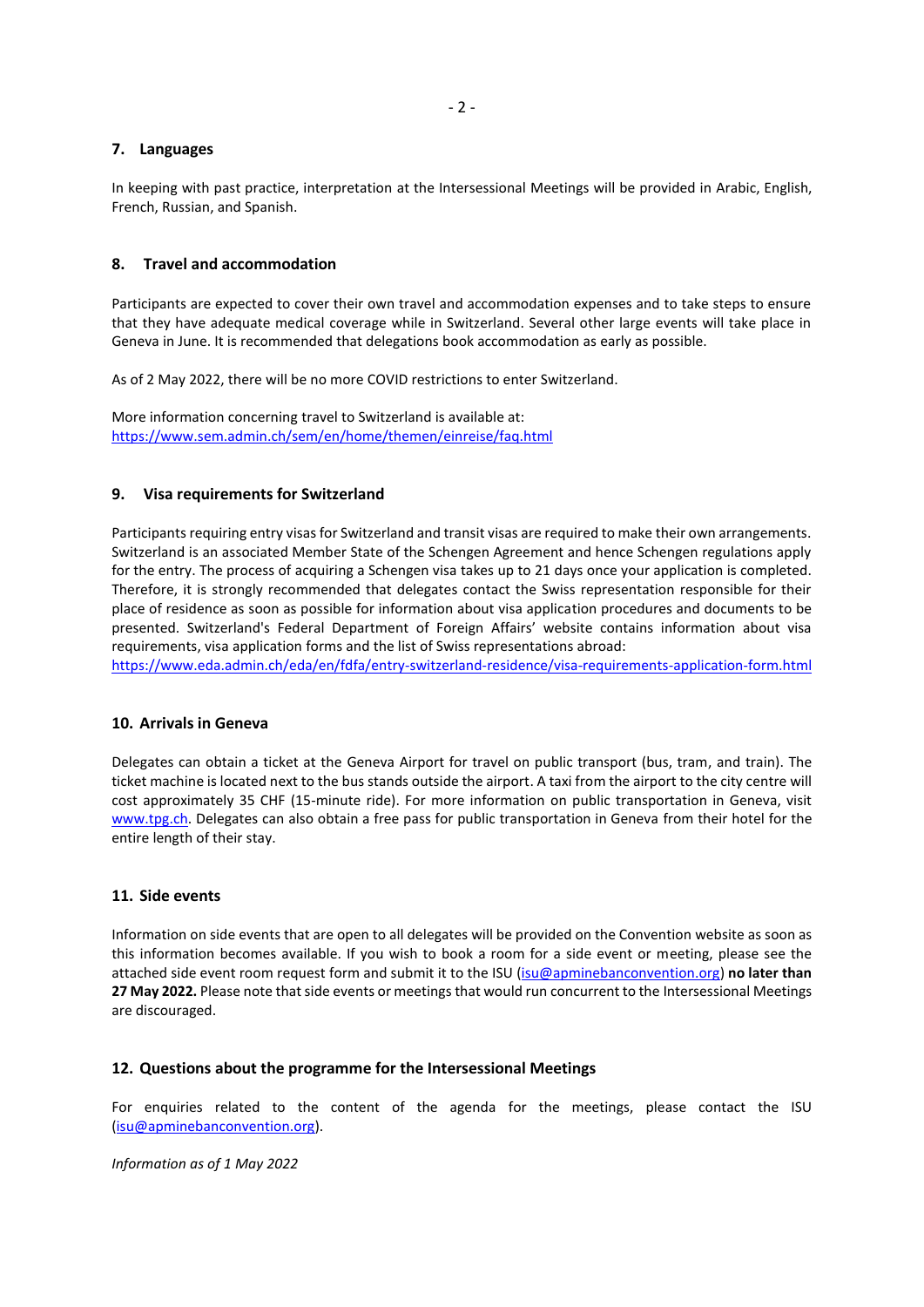## 7. Languages

In keeping with past practice, interpretation at the Intersessional Meetings will be provided in Arabic, English, French, Russian, and Spanish.

## 8. Travel and accommodation

Participants are expected to cover their own travel and accommodation expenses and to take steps to ensure that they have adequate medical coverage while in Switzerland. Several other large events will take place in Geneva in June. It is recommended that delegations book accommodation as early as possible.

As of 2 May 2022, there will be no more COVID restrictions to enter Switzerland.

More information concerning travel to Switzerland is available at:
https://www.sem.admin.ch/sem/en/home/themen/einreise/faq.html

## 9. Visa requirements for Switzerland

Participants requiring entry visas for Switzerland and transit visas are required to make their own arrangements. Switzerland is an associated Member State of the Schengen Agreement and hence Schengen regulations apply for the entry. The process of acquiring a Schengen visa takes up to 21 days once your application is completed. Therefore, it is strongly recommended that delegates contact the Swiss representation responsible for their place of residence as soon as possible for information about visa application procedures and documents to be presented. Switzerland's Federal Department of Foreign Affairs' website contains information about visa requirements, visa application forms and the list of Swiss representations abroad:
https://www.eda.admin.ch/eda/en/fdfa/entry-switzerland-residence/visa-requirements-application-form.html

## 10. Arrivals in Geneva

Delegates can obtain a ticket at the Geneva Airport for travel on public transport (bus, tram, and train). The ticket machine is located next to the bus stands outside the airport. A taxi from the airport to the city centre will cost approximately 35 CHF (15-minute ride). For more information on public transportation in Geneva, visit www.tpg.ch. Delegates can also obtain a free pass for public transportation in Geneva from their hotel for the entire length of their stay.

## 11. Side events

Information on side events that are open to all delegates will be provided on the Convention website as soon as this information becomes available. If you wish to book a room for a side event or meeting, please see the attached side event room request form and submit it to the ISU (isu@apminebanconvention.org) **no later than 27 May 2022.** Please note that side events or meetings that would run concurrent to the Intersessional Meetings are discouraged.

## 12. Questions about the programme for the Intersessional Meetings

For enquiries related to the content of the agenda for the meetings, please contact the ISU (isu@apminebanconvention.org).

*Information as of 1 May 2022*